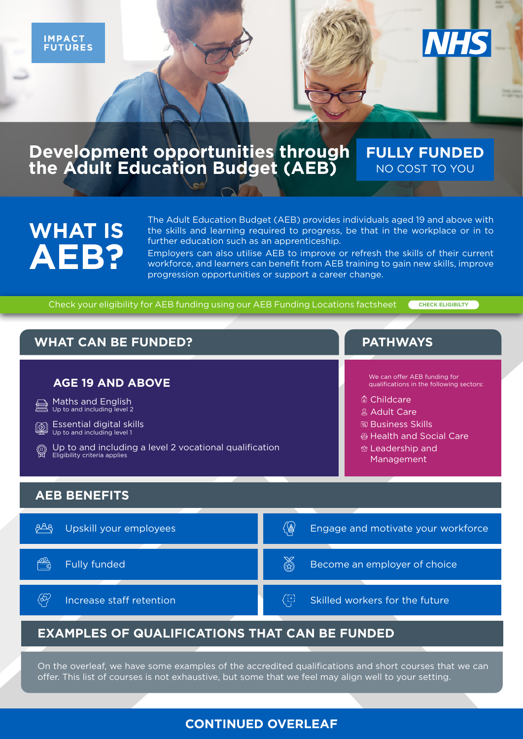IMPACT FUTURES

NHS

# Development opportunities through the Adult Education Budget (AEB)

**FULLY FUNDED**
NO COST TO YOU

## WHAT IS AEB?

The Adult Education Budget (AEB) provides individuals aged 19 and above with the skills and learning required to progress, be that in the workplace or in to further education such as an apprenticeship.

Employers can also utilise AEB to improve or refresh the skills of their current workforce, and learners can benefit from AEB training to gain new skills, improve progression opportunities or support a career change.

Check your eligibility for AEB funding using our AEB Funding Locations factsheet **CHECK ELIGIBILTY**

## WHAT CAN BE FUNDED?

### AGE 19 AND ABOVE

- Maths and English
  Up to and including level 2
- Essential digital skills
  Up to and including level 1
- Up to and including a level 2 vocational qualification
  Eligibility criteria applies

## PATHWAYS

We can offer AEB funding for qualifications in the following sectors:

- Childcare
- Adult Care
- Business Skills
- Health and Social Care
- Leadership and Management

## AEB BENEFITS

- Upskill your employees
- Engage and motivate your workforce
- Fully funded
- Become an employer of choice
- Increase staff retention
- Skilled workers for the future

## EXAMPLES OF QUALIFICATIONS THAT CAN BE FUNDED

On the overleaf, we have some examples of the accredited qualifications and short courses that we can offer. This list of courses is not exhaustive, but some that we feel may align well to your setting.

**CONTINUED OVERLEAF**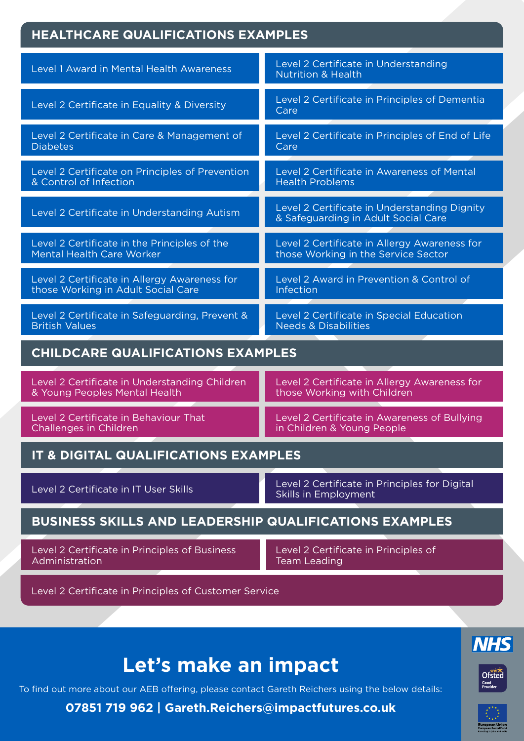## HEALTHCARE QUALIFICATIONS EXAMPLES

- Level 1 Award in Mental Health Awareness
- Level 2 Certificate in Understanding Nutrition & Health
- Level 2 Certificate in Equality & Diversity
- Level 2 Certificate in Principles of Dementia Care
- Level 2 Certificate in Care & Management of Diabetes
- Level 2 Certificate in Principles of End of Life Care
- Level 2 Certificate on Principles of Prevention & Control of Infection
- Level 2 Certificate in Awareness of Mental Health Problems
- Level 2 Certificate in Understanding Autism
- Level 2 Certificate in Understanding Dignity & Safeguarding in Adult Social Care
- Level 2 Certificate in the Principles of the Mental Health Care Worker
- Level 2 Certificate in Allergy Awareness for those Working in the Service Sector
- Level 2 Certificate in Allergy Awareness for those Working in Adult Social Care
- Level 2 Award in Prevention & Control of Infection
- Level 2 Certificate in Safeguarding, Prevent & British Values
- Level 2 Certificate in Special Education Needs & Disabilities

## CHILDCARE QUALIFICATIONS EXAMPLES

- Level 2 Certificate in Understanding Children & Young Peoples Mental Health
- Level 2 Certificate in Allergy Awareness for those Working with Children
- Level 2 Certificate in Behaviour That Challenges in Children
- Level 2 Certificate in Awareness of Bullying in Children & Young People

## IT & DIGITAL QUALIFICATIONS EXAMPLES

- Level 2 Certificate in IT User Skills
- Level 2 Certificate in Principles for Digital Skills in Employment

## BUSINESS SKILLS AND LEADERSHIP QUALIFICATIONS EXAMPLES

- Level 2 Certificate in Principles of Business Administration
- Level 2 Certificate in Principles of Team Leading
- Level 2 Certificate in Principles of Customer Service

# Let's make an impact

To find out more about our AEB offering, please contact Gareth Reichers using the below details:

**07851 719 962 | Gareth.Reichers@impactfutures.co.uk**

NHS

Ofsted Good Provider

European Union European Social Fund